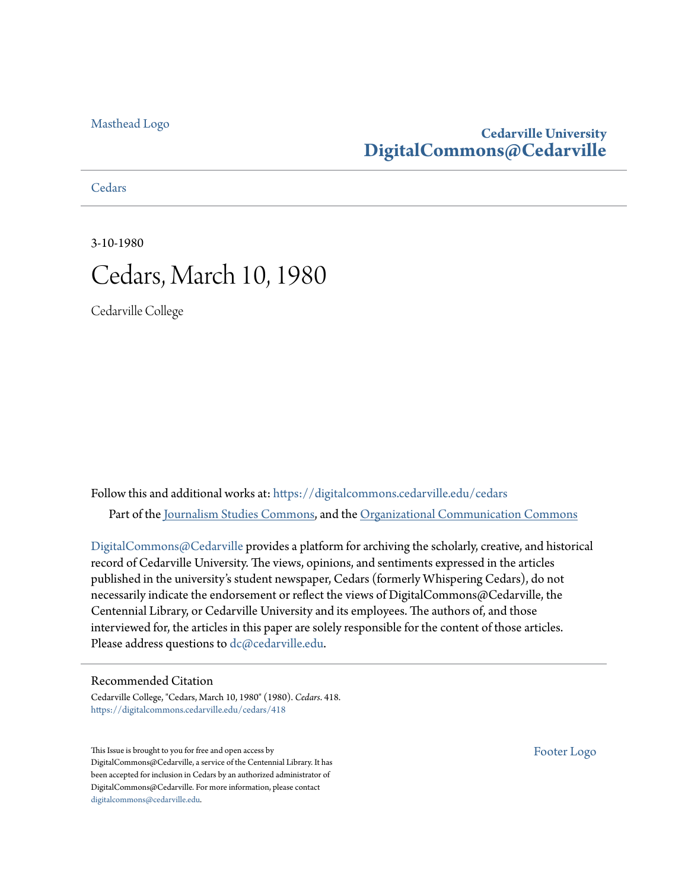Masthead Logo

**Cedarville University**
**DigitalCommons@Cedarville**

Cedars

3-10-1980

# Cedars, March 10, 1980

Cedarville College

Follow this and additional works at: https://digitalcommons.cedarville.edu/cedars

Part of the Journalism Studies Commons, and the Organizational Communication Commons

DigitalCommons@Cedarville provides a platform for archiving the scholarly, creative, and historical record of Cedarville University. The views, opinions, and sentiments expressed in the articles published in the university's student newspaper, Cedars (formerly Whispering Cedars), do not necessarily indicate the endorsement or reflect the views of DigitalCommons@Cedarville, the Centennial Library, or Cedarville University and its employees. The authors of, and those interviewed for, the articles in this paper are solely responsible for the content of those articles. Please address questions to dc@cedarville.edu.

## Recommended Citation

Cedarville College, "Cedars, March 10, 1980" (1980). *Cedars*. 418.
https://digitalcommons.cedarville.edu/cedars/418

This Issue is brought to you for free and open access by DigitalCommons@Cedarville, a service of the Centennial Library. It has been accepted for inclusion in Cedars by an authorized administrator of DigitalCommons@Cedarville. For more information, please contact digitalcommons@cedarville.edu.

Footer Logo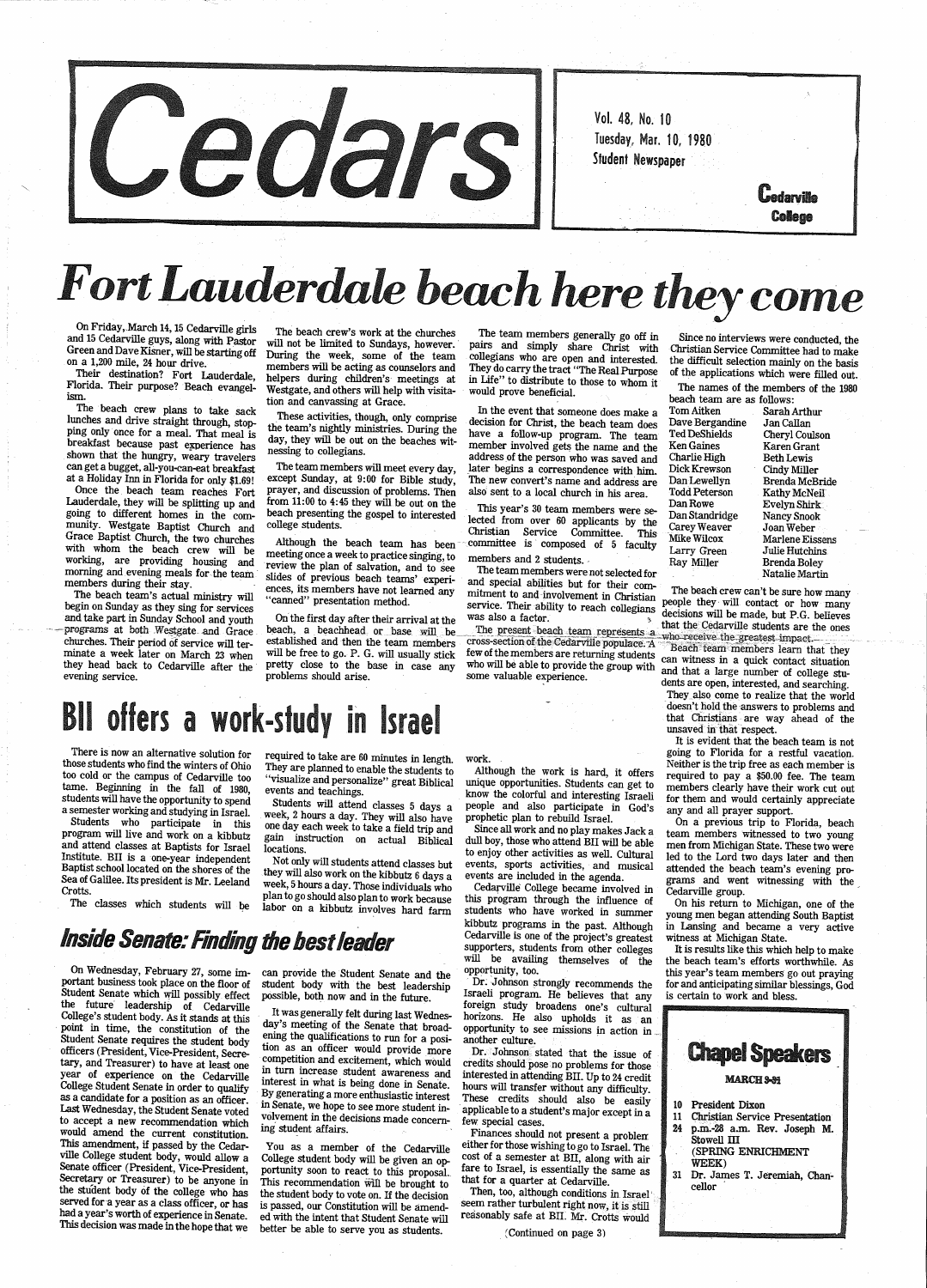# Cedars

Vol. 48, No. 10
Tuesday, Mar. 10, 1980
Student Newspaper

Cedarville College

# Fort Lauderdale beach here they come

On Friday, March 14, 15 Cedarville girls and 15 Cedarville guys, along with Pastor Green and Dave Kisner, will be starting off on a 1,200 mile, 24 hour drive.

Their destination? Fort Lauderdale, Florida. Their purpose? Beach evangelism.

The beach crew plans to take sack lunches and drive straight through, stopping only once for a meal. That meal is breakfast because past experience has shown that the hungry, weary travelers can get a bugget, all-you-can-eat breakfast at a Holiday Inn in Florida for only $1.69!

Once the beach team reaches Fort Lauderdale, they will be splitting up and going to different homes in the community. Westgate Baptist Church and Grace Baptist Church, the two churches with whom the beach crew will be working, are providing housing and morning and evening meals for the team members during their stay.

The beach team's actual ministry will begin on Sunday as they sing for services and take part in Sunday School and youth programs at both Westgate and Grace churches. Their period of service will terminate a week later on March 23 when they head back to Cedarville after the evening service.

The beach crew's work at the churches will not be limited to Sundays, however. During the week, some of the team members will be acting as counselors and helpers during children's meetings at Westgate, and others will help with visitation and canvassing at Grace.

These activities, though, only comprise the team's nightly ministries. During the day, they will be out on the beaches witnessing to collegians.

The team members will meet every day, except Sunday, at 9:00 for Bible study, prayer, and discussion of problems. Then from 11:00 to 4:45 they will be out on the beach presenting the gospel to interested college students.

Although the beach team has been meeting once a week to practice singing, to review the plan of salvation, and to see slides of previous beach teams' experiences, its members have not learned any "canned" presentation method.

On the first day after their arrival at the beach, a beachhead or base will be established and then the team members will be free to go. P. G. will usually stick pretty close to the base in case any problems should arise.

The team members generally go off in pairs and simply share Christ with collegians who are open and interested. They do carry the tract "The Real Purpose in Life" to distribute to those to whom it would prove beneficial.

In the event that someone does make a decision for Christ, the beach team does have a follow-up program. The team member involved gets the name and the address of the person who was saved and later begins a correspondence with him. The new convert's name and address are also sent to a local church in his area.

This year's 30 team members were selected from over 60 applicants by the Christian Service Committee. This committee is composed of 5 faculty members and 2 students.

The team members were not selected for and special abilities but for their commitment to and involvement in Christian service. Their ability to reach collegians was also a factor.

The present beach team represents a cross-section of the Cedarville populace. A few of the members are returning students who will be able to provide the group with some valuable experience.

Since no interviews were conducted, the Christian Service Committee had to make the difficult selection mainly on the basis of the applications which were filled out.

The names of the members of the 1980 beach team are as follows:

| | |
|---|---|
| Tom Aitken | Sarah Arthur |
| Dave Bergandine | Jan Callan |
| Ted DeShields | Cheryl Coulson |
| Ken Gaines | Karen Grant |
| Charlie High | Beth Lewis |
| Dick Krewson | Cindy Miller |
| Dan Lewellyn | Brenda McBride |
| Todd Peterson | Kathy McNeil |
| Dan Rowe | Evelyn Shirk |
| Dan Standridge | Nancy Snook |
| Carey Weaver | Joan Weber |
| Mike Wilcox | Marlene Eissens |
| Larry Green | Julie Hutchins |
| Ray Miller | Brenda Boley |
| | Natalie Martin |

The beach crew can't be sure how many people they will contact or how many decisions will be made, but P.G. believes that the Cedarville students are the ones who receive the greatest impact.

Beach team members learn that they can witness in a quick contact situation and that a large number of college students are open, interested, and searching. They also come to realize that the world doesn't hold the answers to problems and that Christians are way ahead of the unsaved in that respect.

It is evident that the beach team is not going to Florida for a restful vacation. Neither is the trip free as each member is required to pay a $50.00 fee. The team members clearly have their work cut out for them and would certainly appreciate any and all prayer support.

On a previous trip to Florida, beach team members witnessed to two young men from Michigan State. These two were led to the Lord two days later and then attended the beach team's evening programs and went witnessing with the Cedarville group.

On his return to Michigan, one of the young men began attending South Baptist in Lansing and became a very active witness at Michigan State.

It is results like this which help to make the beach team's efforts worthwhile. As this year's team members go out praying for and anticipating similar blessings, God is certain to work and bless.

# BII offers a work-study in Israel

There is now an alternative solution for those students who find the winters of Ohio too cold or the campus of Cedarville too tame. Beginning in the fall of 1980, students will have the opportunity to spend a semester working and studying in Israel.

Students who participate in this program will live and work on a kibbutz and attend classes at Baptists for Israel Institute. BII is a one-year independent Baptist school located on the shores of the Sea of Galilee. Its president is Mr. Leeland Crotts.

The classes which students will be required to take are 60 minutes in length. They are planned to enable the students to "visualize and personalize" great Biblical events and teachings.

Students will attend classes 5 days a week, 2 hours a day. They will also have one day each week to take a field trip and gain instruction on actual Biblical locations.

Not only will students attend classes but they will also work on the kibbutz 6 days a week, 5 hours a day. Those individuals who plan to go should also plan to work because labor on a kibbutz involves hard farm work.

Although the work is hard, it offers unique opportunities. Students can get to know the colorful and interesting Israeli people and also participate in God's prophetic plan to rebuild Israel.

Since all work and no play makes Jack a dull boy, those who attend BII will be able to enjoy other activities as well. Cultural events, sports activities, and musical events are included in the agenda.

Cedarville College became involved in this program through the influence of students who have worked in summer kibbutz programs in the past. Although Cedarville is one of the project's greatest supporters, students from other colleges will be availing themselves of the opportunity, too.

Dr. Johnson strongly recommends the Israeli program. He believes that any foreign study broadens one's cultural horizons. He also upholds it as an opportunity to see missions in action in another culture.

Dr. Johnson stated that the issue of credits should pose no problems for those interested in attending BII. Up to 24 credit hours will transfer without any difficulty. These credits should also be easily applicable to a student's major except in a few special cases.

Finances should not present a problem either for those wishing to go to Israel. The cost of a semester at BII, along with air fare to Israel, is essentially the same as that for a quarter at Cedarville.

Then, too, although conditions in Israel seem rather turbulent right now, it is still reasonably safe at BII. Mr. Crotts would

(Continued on page 3)

# *Inside Senate: Finding the best leader*

On Wednesday, February 27, some important business took place on the floor of Student Senate which will possibly effect the future leadership of Cedarville College's student body. As it stands at this point in time, the constitution of the Student Senate requires the student body officers (President, Vice-President, Secretary, and Treasurer) to have at least one year of experience on the Cedarville College Student Senate in order to qualify as a candidate for a position as an officer. Last Wednesday, the Student Senate voted to accept a new recommendation which would amend the current constitution. This amendment, if passed by the Cedarville College student body, would allow a Senate officer (President, Vice-President, Secretary or Treasurer) to be anyone in the student body of the college who has served for a year as a class officer, or has had a year's worth of experience in Senate. This decision was made in the hope that we can provide the Student Senate and the student body with the best leadership possible, both now and in the future.

It was generally felt during last Wednesday's meeting of the Senate that broadening the qualifications to run for a position as an officer would provide more competition and excitement, which would in turn increase student awareness and interest in what is being done in Senate. By generating a more enthusiastic interest in Senate, we hope to see more student involvement in the decisions made concerning student affairs.

You as a member of the Cedarville College student body will be given an opportunity soon to react to this proposal. This recommendation will be brought to the student body to vote on. If the decision is passed, our Constitution will be amended with the intent that Student Senate will better be able to serve you as students.

## Chapel Speakers

**MARCH 3-31**

- 10 President Dixon
- 11 Christian Service Presentation
- 24 p.m.-28 a.m. Rev. Joseph M. Stowell III (SPRING ENRICHMENT WEEK)
- 31 Dr. James T. Jeremiah, Chancellor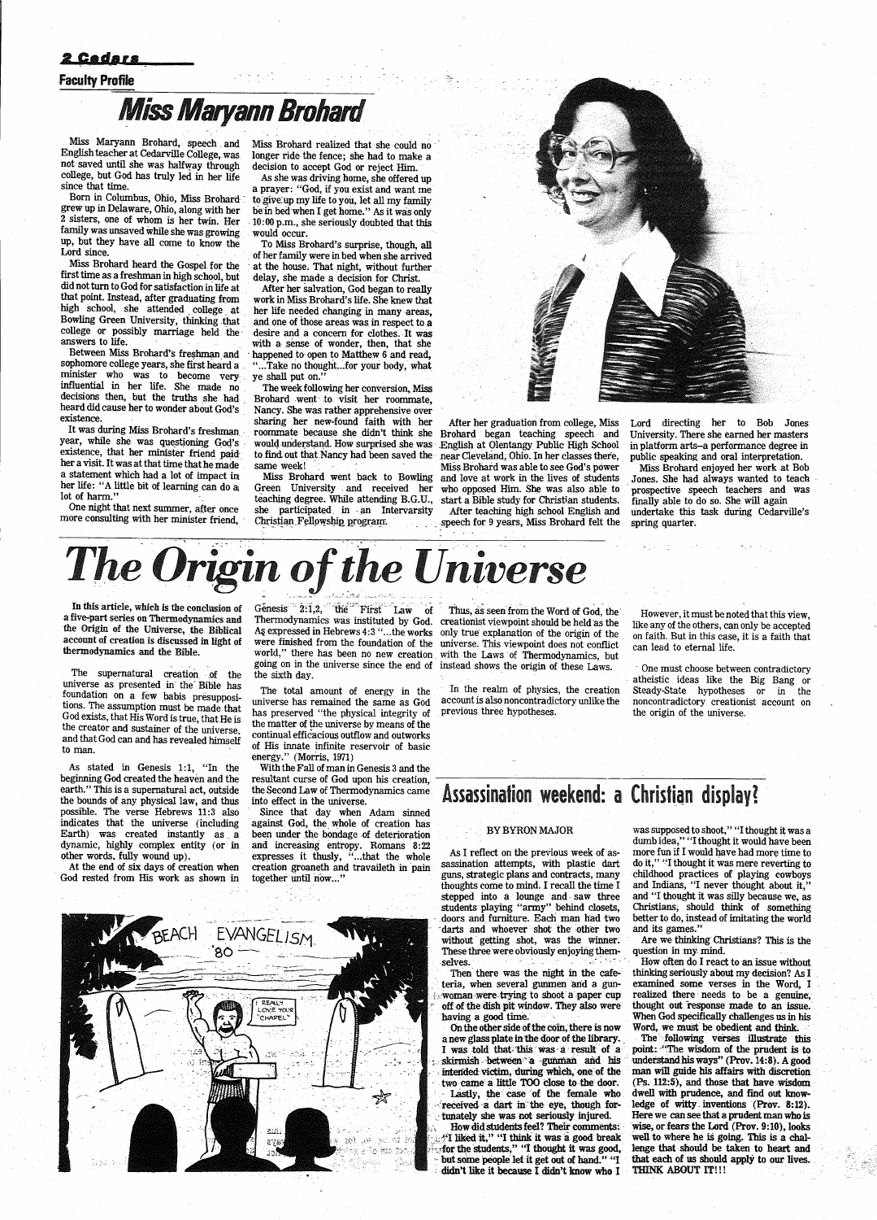## Faculty Profile

# Miss Maryann Brohard

Miss Maryann Brohard, speech and English teacher at Cedarville College, was not saved until she was halfway through college, but God has truly led in her life since that time.

Born in Columbus, Ohio, Miss Brohard grew up in Delaware, Ohio, along with her 2 sisters, one of whom is her twin. Her family was unsaved while she was growing up, but they have all come to know the Lord since.

Miss Brohard heard the Gospel for the first time as a freshman in high school, but did not turn to God for satisfaction in life at that point. Instead, after graduating from high school, she attended college at Bowling Green University, thinking that college or possibly marriage held the answers to life.

Between Miss Brohard's freshman and sophomore college years, she first heard a minister who was to become very influential in her life. She made no decisions then, but the truths she had heard did cause her to wonder about God's existence.

It was during Miss Brohard's freshman year, while she was questioning God's existence, that her minister friend paid her a visit. It was at that time that he made a statement which had a lot of impact in her life: "A little bit of learning can do a lot of harm."

One night that next summer, after once more consulting with her minister friend, Miss Brohard realized that she could no longer ride the fence; she had to make a decision to accept God or reject Him.

As she was driving home, she offered up a prayer: "God, if you exist and want me to give up my life to you, let all my family be in bed when I get home." As it was only 10:00 p.m., she seriously doubted that this would occur.

To Miss Brohard's surprise, though, all of her family were in bed when she arrived at the house. That night, without further delay, she made a decision for Christ.

After her salvation, God began to really work in Miss Brohard's life. She knew that her life needed changing in many areas, and one of those areas was in respect to a desire and a concern for clothes. It was with a sense of wonder, then, that she happened to open to Matthew 6 and read, "...Take no thought...for your body, what ye shall put on."

The week following her conversion, Miss Brohard went to visit her roommate, Nancy. She was rather apprehensive over sharing her new-found faith with her roommate because she didn't think she would understand. How surprised she was to find out that Nancy had been saved the same week!

Miss Brohard went back to Bowling Green University and received her teaching degree. While attending B.G.U., she participated in an Intervarsity Christian Fellowship program.

After her graduation from college, Miss Brohard began teaching speech and English at Olentangy Public High School near Cleveland, Ohio. In her classes there, Miss Brohard was able to see God's power and love at work in the lives of students who opposed Him. She was also able to start a Bible study for Christian students.

After teaching high school English and speech for 9 years, Miss Brohard felt the Lord directing her to Bob Jones University. There she earned her masters in platform arts--a performance degree in public speaking and oral interpretation.

Miss Brohard enjoyed her work at Bob Jones. She had always wanted to teach prospective speech teachers and was finally able to do so. She will again undertake this task during Cedarville's spring quarter.

# The Origin of the Universe

**In this article, which is the conclusion of a five-part series on Thermodynamics and the Origin of the Universe, the Biblical account of creation is discussed in light of thermodynamics and the Bible.**

The supernatural creation of the universe as presented in the Bible has foundation on a few babis presuppositions. The assumption must be made that God exists, that His Word is true, that He is the creator and sustainer of the universe, and that God can and has revealed himself to man.

As stated in Genesis 1:1, "In the beginning God created the heaven and the earth." This is a supernatural act, outside the bounds of any physical law, and thus possible. The verse Hebrews 11:3 also indicates that the universe (including Earth) was created instantly as a dynamic, highly complex entity (or in other words, fully wound up).

At the end of six days of creation when God rested from His work as shown in Genesis 2:1,2, the First Law of Thermodynamics was instituted by God. As expressed in Hebrews 4:3 "...the works were finished from the foundation of the world," there has been no new creation going on in the universe since the end of the sixth day.

The total amount of energy in the universe has remained the same as God has preserved "the physical integrity of the matter of the universe by means of the continual efficacious outflow and outworks of His innate infinite reservoir of basic energy." (Morris, 1971)

With the Fall of man in Genesis 3 and the resultant curse of God upon his creation, the Second Law of Thermodynamics came into effect in the universe.

Since that day when Adam sinned against God, the whole of creation has been under the bondage of deterioration and increasing entropy. Romans 8:22 expresses it thusly, "...that the whole creation groaneth and travaileth in pain together until now..."

Thus, as seen from the Word of God, the creationist viewpoint should be held as the only true explanation of the origin of the universe. This viewpoint does not conflict with the Laws of Thermodynamics, but instead shows the origin of these Laws.

In the realm of physics, the creation account is also noncontradictory unlike the previous three hypotheses.

However, it must be noted that this view, like any of the others, can only be accepted on faith. But in this case, it is a faith that can lead to eternal life.

One must choose between contradictory atheistic ideas like the Big Bang or Steady-State hypotheses or in the noncontradictory creationist account on the origin of the universe.

# Assassination weekend: a Christian display?

BY BYRON MAJOR

As I reflect on the previous week of assassination attempts, with plastic dart guns, strategic plans and contracts, many thoughts come to mind. I recall the time I stepped into a lounge and saw three students playing "army" behind closets, doors and furniture. Each man had two darts and whoever shot the other two without getting shot, was the winner. These three were obviously enjoying themselves.

Then there was the night in the cafeteria, when several gunmen and a gunwoman were trying to shoot a paper cup off of the dish pit window. They also were having a good time.

On the other side of the coin, there is now a new glass plate in the door of the library. I was told that this was a result of a skirmish between a gunman and his intended victim, during which, one of the two came a little TOO close to the door.

Lastly, the case of the female who received a dart in the eye, though fortunately she was not seriously injured.

How did students feel? Their comments: "I liked it," "I think it was a good break for the students," "I thought it was good, but some people let it get out of hand." "I didn't like it because I didn't know who I was supposed to shoot," "I thought it was a dumb idea," "I thought it would have been more fun if I would have had more time to do it," "I thought it was mere reverting to childhood practices of playing cowboys and Indians, "I never thought about it," and "I thought it was silly because we, as Christians, should think of something better to do, instead of imitating the world and its games."

Are we thinking Christians? This is the question in my mind.

How often do I react to an issue without thinking seriously about my decision? As I examined some verses in the Word, I realized there needs to be a genuine, thought out response made to an issue. When God specifically challenges us in his Word, we must be obedient and think.

The following verses illustrate this point: "The wisdom of the prudent is to understand his ways" (Prov. 14:8). A good man will guide his affairs with discretion (Ps. 112:5), and those that have wisdom dwell with prudence, and find out knowledge of witty inventions (Prov. 8:12). Here we can see that a prudent man who is wise, or fears the Lord (Prov. 9:10), looks well to where he is going. This is a challenge that should be taken to heart and that each of us should apply to our lives. THINK ABOUT IT!!!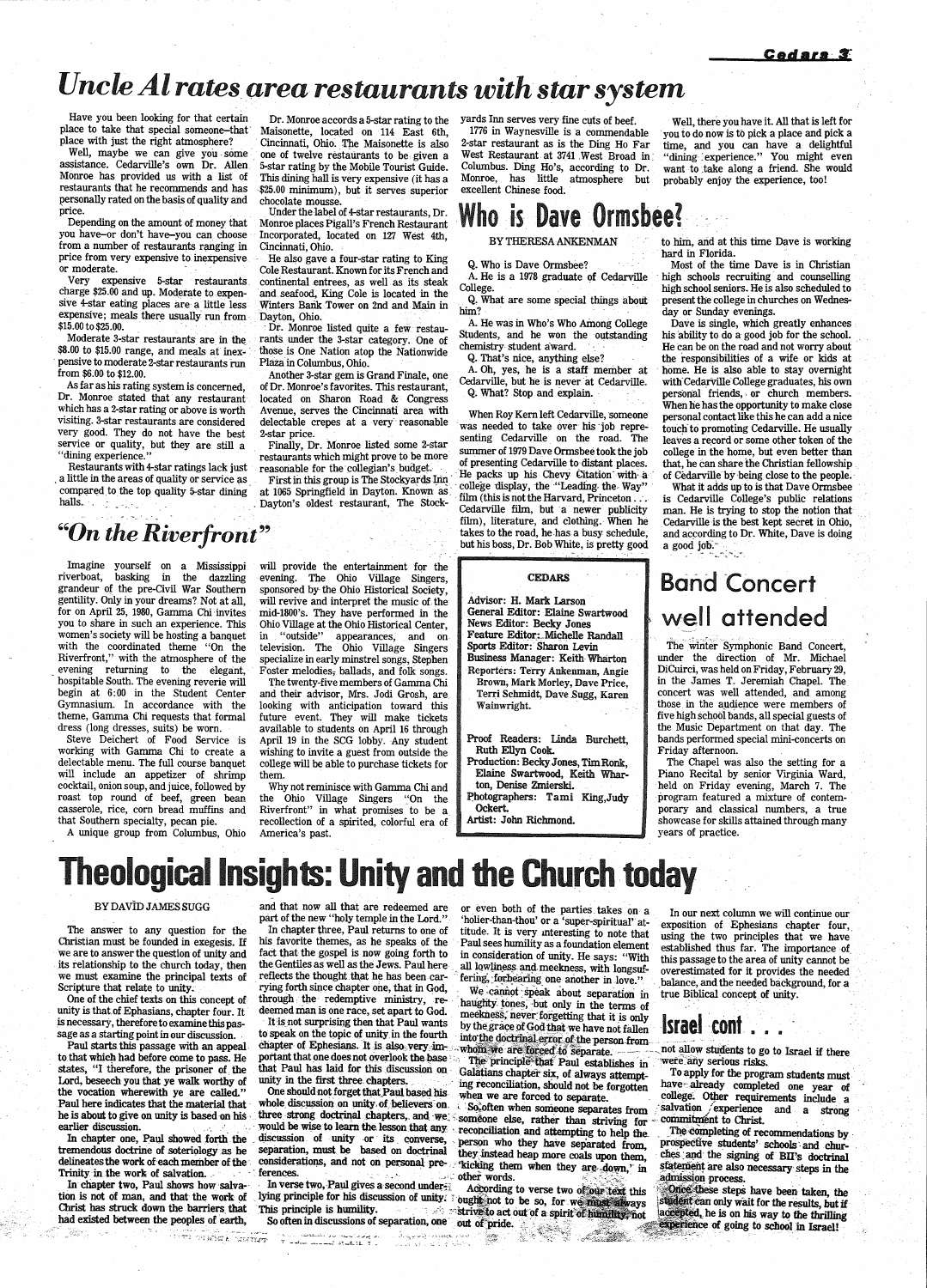# Uncle Al rates area restaurants with star system

Have you been looking for that certain place to take that special someone—that place with just the right atmosphere?

Well, maybe we can give you some assistance. Cedarville's own Dr. Allen Monroe has provided us with a list of restaurants that he recommends and has personally rated on the basis of quality and price.

Depending on the amount of money that you have—or don't have—you can choose from a number of restaurants ranging in price from very expensive to inexpensive or moderate.

Very expensive 5-star restaurants charge $25.00 and up. Moderate to expensive 4-star eating places are a little less expensive; meals there usually run from $15.00 to $25.00.

Moderate 3-star restaurants are in the $8.00 to $15.00 range, and meals at inexpensive to moderate 2-star restaurants run from $6.00 to $12.00.

As far as his rating system is concerned, Dr. Monroe stated that any restaurant which has a 2-star rating or above is worth visiting. 3-star restaurants are considered very good. They do not have the best service or quality, but they are still a "dining experience."

Restaurants with 4-star ratings lack just a little in the areas of quality or service as compared to the top quality 5-star dining halls.

Dr. Monroe accords a 5-star rating to the Maisonette, located on 114 East 6th, Cincinnati, Ohio. The Maisonette is also one of twelve restaurants to be given a 5-star rating by the Mobile Tourist Guide. This dining hall is very expensive (it has a $25.00 minimum), but it serves superior chocolate mousse.

Under the label of 4-star restaurants, Dr. Monroe places Pigall's French Restaurant Incorporated, located on 127 West 4th, Cincinnati, Ohio.

He also gave a four-star rating to King Cole Restaurant. Known for its French and continental entrees, as well as its steak and seafood, King Cole is located in the Winters Bank Tower on 2nd and Main in Dayton, Ohio.

Dr. Monroe listed quite a few restaurants under the 3-star category. One of those is One Nation atop the Nationwide Plaza in Columbus, Ohio.

Another 3-star gem is Grand Finale, one of Dr. Monroe's favorites. This restaurant, located on Sharon Road & Congress Avenue, serves the Cincinnati area with delectable crepes at a very reasonable 2-star price.

Finally, Dr. Monroe listed some 2-star restaurants which might prove to be more reasonable for the collegian's budget.

First in this group is The Stockyards Inn at 1065 Springfield in Dayton. Known as Dayton's oldest restaurant, The Stockyards Inn serves very fine cuts of beef.

1776 in Waynesville is a commendable 2-star restaurant as is the Ding Ho Far West Restaurant at 3741 West Broad in Columbus. Ding Ho's, according to Dr. Monroe, has little atmosphere but excellent Chinese food.

Well, there you have it. All that is left for you to do now is to pick a place and pick a time, and you can have a delightful "dining experience." You might even want to take along a friend. She would probably enjoy the experience, too!

# Who is Dave Ormsbee?

BY THERESA ANKENMAN

Q. Who is Dave Ormsbee?

A. He is a 1978 graduate of Cedarville College.

Q. What are some special things about him?

A. He was in Who's Who Among College Students, and he won the outstanding chemistry student award.

Q. That's nice, anything else?

A. Oh, yes, he is a staff member at Cedarville, but he is never at Cedarville.

Q. What? Stop and explain.

When Roy Kern left Cedarville, someone was needed to take over his job representing Cedarville on the road. The summer of 1979 Dave Ormsbee took the job of presenting Cedarville to distant places. He packs up his Chevy Citation with a college display, the "Leading the Way" film (this is not the Harvard, Princeton . . . Cedarville film, but a newer publicity film), literature, and clothing. When he takes to the road, he has a busy schedule, but his boss, Dr. Bob White, is pretty good to him, and at this time Dave is working hard in Florida.

Most of the time Dave is in Christian high schools recruiting and counselling high school seniors. He is also scheduled to present the college in churches on Wednesday or Sunday evenings.

Dave is single, which greatly enhances his ability to do a good job for the school. He can be on the road and not worry about the responsibilities of a wife or kids at home. He is also able to stay overnight with Cedarville College graduates, his own personal friends, or church members. When he has the opportunity to make close personal contact like this he can add a nice touch to promoting Cedarville. He usually leaves a record or some other token of the college in the home, but even better than that, he can share the Christian fellowship of Cedarville by being close to the people.

What it adds up to is that Dave Ormsbee is Cedarville College's public relations man. He is trying to stop the notion that Cedarville is the best kept secret in Ohio, and according to Dr. White, Dave is doing a good job.

# "On the Riverfront"

Imagine yourself on a Mississippi riverboat, basking in the dazzling grandeur of the pre-Civil War Southern gentility. Only in your dreams? Not at all, for on April 25, 1980, Gamma Chi invites you to share in such an experience. This women's society will be hosting a banquet with the coordinated theme "On the Riverfront," with the atmosphere of the evening returning to the elegant, hospitable South. The evening reverie will begin at 6:00 in the Student Center Gymnasium. In accordance with the theme, Gamma Chi requests that formal dress (long dresses, suits) be worn.

Steve Deichert of Food Service is working with Gamma Chi to create a delectable menu. The full course banquet will include an appetizer of shrimp cocktail, onion soup, and juice, followed by roast top round of beef, green bean casserole, rice, corn bread muffins and that Southern specialty, pecan pie.

A unique group from Columbus, Ohio will provide the entertainment for the evening. The Ohio Village Singers, sponsored by the Ohio Historical Society, will revive and interpret the music of the mid-1800's. They have performed in the Ohio Village at the Ohio Historical Center, in "outside" appearances, and on television. The Ohio Village Singers specialize in early minstrel songs, Stephen Foster melodies, ballads, and folk songs.

The twenty-five members of Gamma Chi and their advisor, Mrs. Jodi Grosh, are looking with anticipation toward this future event. They will make tickets available to students on April 16 through April 19 in the SCG lobby. Any student wishing to invite a guest from outside the college will be able to purchase tickets for them.

Why not reminisce with Gamma Chi and the Ohio Village Singers "On the Riverfront" in what promises to be a recollection of a spirited, colorful era of America's past.

**CEDARS**

Advisor: H. Mark Larson
General Editor: Elaine Swartwood
News Editor: Becky Jones
Feature Editor: Michelle Randall
Sports Editor: Sharon Levin
Business Manager: Keith Wharton
Reporters: Terry Ankenman, Angie Brown, Mark Morley, Dave Price, Terri Schmidt, Dave Sugg, Karen Wainwright.

Proof Readers: Linda Burchett, Ruth Ellyn Cook.
Production: Becky Jones, Tim Ronk, Elaine Swartwood, Keith Wharton, Denise Zmierski.
Photographers: Tami King, Judy Ockert.
Artist: John Richmond.

# Band Concert well attended

The winter Symphonic Band Concert, under the direction of Mr. Michael DiCuirci, was held on Friday, February 29, in the James T. Jeremiah Chapel. The concert was well attended, and among those in the audience were members of five high school bands, all special guests of the Music Department on that day. The bands performed special mini-concerts on Friday afternoon.

The Chapel was also the setting for a Piano Recital by senior Virginia Ward, held on Friday evening, March 7. The program featured a mixture of contemporary and classical numbers, a true showcase for skills attained through many years of practice.

# Theological Insights: Unity and the Church today

BY DAVID JAMES SUGG

The answer to any question for the Christian must be founded in exegesis. If we are to answer the question of unity and its relationship to the church today, then we must examine the principal texts of Scripture that relate to unity.

One of the chief texts on this concept of unity is that of Ephesians, chapter four. It is necessary, therefore to examine this passage as a starting point in our discussion.

Paul starts this passage with an appeal to that which had before come to pass. He states, "I therefore, the prisoner of the Lord, beseech you that ye walk worthy of the vocation wherewith ye are called." Paul here indicates that the material that he is about to give on unity is based on his earlier discussion.

In chapter one, Paul showed forth the tremendous doctrine of soteriology as he delineates the work of each member of the Trinity in the work of salvation.

In chapter two, Paul shows how salvation is not of man, and that the work of Christ has struck down the barriers that had existed between the peoples of earth, and that now all that are redeemed are part of the new "holy temple in the Lord."

In chapter three, Paul returns to one of his favorite themes, as he speaks of the fact that the gospel is now going forth to the Gentiles as well as the Jews. Paul here reflects the thought that he has been carrying forth since chapter one, that in God, through the redemptive ministry, redeemed man is one race, set apart to God.

It is not surprising then that Paul wants to speak on the topic of unity in the fourth chapter of Ephesians. It is also very important that one does not overlook the base that Paul has laid for this discussion on unity in the first three chapters.

One should not forget that Paul based his whole discussion on unity of believers on three strong doctrinal chapters, and we would be wise to learn the lesson that any discussion of unity or its converse, separation, must be based on doctrinal considerations, and not on personal preferences.

In verse two, Paul gives a second underlying principle for his discussion of unity. This principle is humility.

So often in discussions of separation, one or even both of the parties takes on a 'holier-than-thou' or a 'super-spiritual' attitude. It is very interesting to note that Paul sees humility as a foundation element in consideration of unity. He says: "With all lowliness and meekness, with longsuffering, forbearing one another in love."

We cannot speak about separation in haughty tones, but only in the terms of meekness, never forgetting that it is only by the grace of God that we have not fallen into the doctrinal error of the person from whom we are forced to separate.

The principle that Paul establishes in Galatians chapter six, of always attempting reconciliation, should not be forgotten when we are forced to separate.

So often when someone separates from someone else, rather than striving for reconciliation and attempting to help the person who they have separated from, they instead heap more coals upon them, "kicking them when they are down," in other words.

According to verse two of our text this ought not to be so, for we must always strive to act out of a spirit of humility, not out of pride.

In our next column we will continue our exposition of Ephesians chapter four, using the two principles that we have established thus far. The importance of this passage to the area of unity cannot be overestimated for it provides the needed balance, and the needed background, for a true Biblical concept of unity.

# Israel cont . . .

not allow students to go to Israel if there were any serious risks.

To apply for the program students must have already completed one year of college. Other requirements include a salvation experience and a strong commitment to Christ.

The completing of recommendations by prospective students' schools and churches and the signing of BII's doctrinal statement are also necessary steps in the admission process.

Once these steps have been taken, the student can only wait for the results, but if accepted, he is on his way to the thrilling experience of going to school in Israel!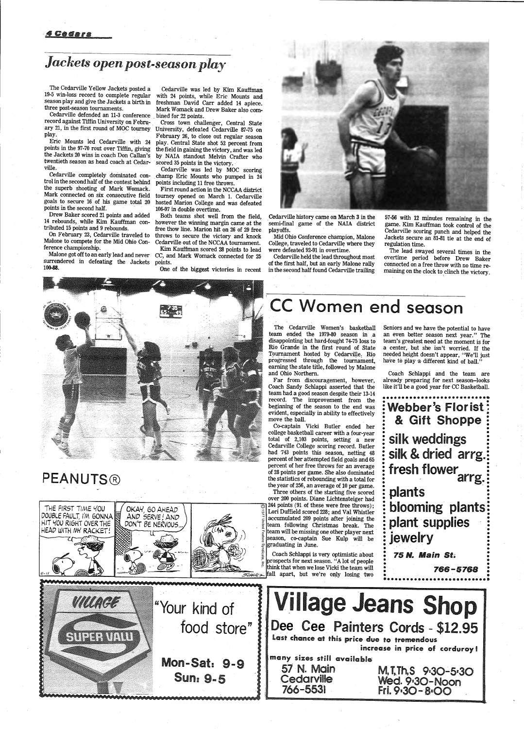## *Jackets open post-season play*

The Cedarville Yellow Jackets posted a 19-5 win-loss record to complete regular season play and give the Jackets a birth in three post-season tournaments.

Cedarville defended an 11-3 conference record against Tiffin University on February 21, in the first round of MOC tourney play.

Eric Mounts led Cedarville with 24 points in the 97-70 rout over Tiffin, giving the Jackets 20 wins in coach Don Callan's twentieth season as head coach at Cedarville.

Cedarville completely dominated control in the second half of the contest behind the superb shooting of Mark Womack. Mark connected on six consecutive field goals to secure 16 of his game total 20 points in the second half.

Drew Baker scored 21 points and added 14 rebounds, while Kim Kauffman contributed 15 points and 9 rebounds.

On February 23, Cedarville traveled to Malone to compete for the Mid Ohio Conference championship.

Malone got off to an early lead and never surrendered in defeating the Jackets 100-88.

Cedarville was led by Kim Kauffman with 24 points, while Eric Mounts and freshman David Carr added 14 apiece. Mark Womack and Drew Baker also combined for 22 points.

Cross town challenger, Central State University, defeated Cedarville 87-75 on February 26, to close out regular season play. Central State shot 52 percent from the field in gaining the victory, and was led by NAIA standout Melvin Crafter who scored 35 points in the victory.

Cedarville was led by MOC scoring champ Eric Mounts who pumped in 24 points including 11 free throws.

First round action in the NCCAA district tourney opened on March 1. Cedarville hosted Marion College and was defeated 106-97 in double overtime.

Both teams shot well from the field, however the winning margin came at the free thow line. Marion hit on 26 of 29 free throws to secure the victory and knock Cedarville out of the NCCAA tournament.

Kim Kauffman scored 28 points to lead CC, and Mark Womack connected for 25 points.

One of the biggest victories in recent Cedarville history came on March 3 in the semi-final game of the NAIA district playoffs.

Mid Ohio Conference champion, Malone College, traveled to Cedarville where they were defeated 92-91 in overtime.

Cedarville held the lead throughout most of the first half, but an early Malone rally in the second half found Cedarville trailing 57-56 with 12 minutes remaining in the game. Kim Kauffman took control of the Cedarville scoring punch and helped the Jackets secure an 81-81 tie at the end of regulation time.

The lead swayed several times in the overtime period before Drew Baker connected on a free throw with no time remaining on the clock to clinch the victory.

## CC Women end season

The Cedarville Women's basketball team ended the 1979-80 season in a disappointing but hard-fought 74-75 loss to Rio Grande in the first round of State Tournament hosted by Cedarville. Rio progressed through the tournament, earning the state title, followed by Malone and Ohio Northern.

Far from discouragement, however, Coach Sandy Schlappi asserted that the team had a good season despite their 13-14 record. The improvement from the beginning of the season to the end was evident, especially in ability to effectively move the ball.

Co-captain Vicki Butler ended her college basketball career with a four-year total of 2,103 points, setting a new Cedarville College scoring record. Butler had 743 points this season, netting 48 percent of her attempted field goals and 65 percent of her free throws for an average of 28 points per game. She also dominated the statistics of rebounding with a total for the year of 256, an average of 10 per game.

Three others of the starting five scored over 200 points. Diane Lichtensteiger had 244 points (91 of these were free throws); Lori Duffield scored 228; and Val Whistler accumulated 209 points after joining the team following Christmas break. The team will be missing one other player next season, co-captain Sue Kulp will be graduating in June.

Coach Schlappi is very optimistic about prospects for next season. "A lot of people think that when we lose Vicki the team will fall apart, but we're only losing two Seniors and we have the potential to have an even better season next year." The team's greatest need at the moment is for a center, but she isn't worried. If the needed height doesn't appear, "We'll just have to play a different kind of ball."

Coach Schlappi and the team are already preparing for next season–looks like it'll be a good year for CC Basketball.

PEANUTS®

THE FIRST TIME YOU DOUBLE FAULT, I'M GONNA HIT YOU RIGHT OVER THE HEAD WITH MY RACKET!

OKAY, GO AHEAD AND SERVE! AND DON'T BE NERVOUS...

© 1977 United Feature Syndicate, Inc.

**Webber's Florist & Gift Shoppe**

silk weddings
silk & dried arrg.
fresh flower arrg.
plants
blooming plants
plant supplies
jewelry

*75 N. Main St.*
766-5768

VILLAGE SUPER VALU

"Your kind of food store"

Mon-Sat: 9-9
Sun: 9-5

# Village Jeans Shop

**Dee Cee Painters Cords - $12.95**

Last chance at this price due to tremendous increase in price of corduroy!

many sizes still available

57 N. Main
Cedarville
766-5531

M,T,Th,S 9:30-5:30
Wed. 9:30-Noon
Fri. 9:30-8:00